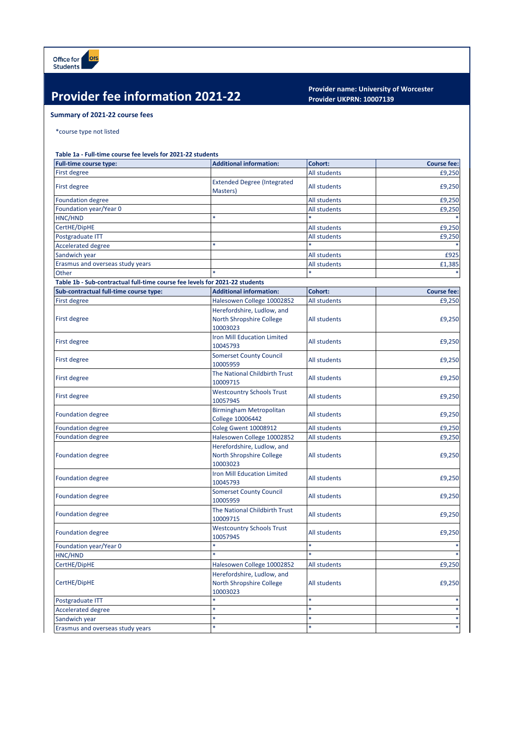Office for Students

# Provider fee information 2021-22

**Provider name: University of Worcester**
**Provider UKPRN: 10007139**

**Summary of 2021-22 course fees**

*course type not listed

**Table 1a - Full-time course fee levels for 2021-22 students**

| Full-time course type: | Additional information: | Cohort: | Course fee: |
|---|---|---|---|
| First degree | | All students | £9,250 |
| First degree | Extended Degree (Integrated Masters) | All students | £9,250 |
| Foundation degree | | All students | £9,250 |
| Foundation year/Year 0 | | All students | £9,250 |
| HNC/HND | * | * | * |
| CertHE/DipHE | | All students | £9,250 |
| Postgraduate ITT | | All students | £9,250 |
| Accelerated degree | * | * | * |
| Sandwich year | | All students | £925 |
| Erasmus and overseas study years | | All students | £1,385 |
| Other | * | * | * |

**Table 1b - Sub-contractual full-time course fee levels for 2021-22 students**

| Sub-contractual full-time course type: | Additional information: | Cohort: | Course fee: |
|---|---|---|---|
| First degree | Halesowen College 10002852 | All students | £9,250 |
| First degree | Herefordshire, Ludlow, and North Shropshire College 10003023 | All students | £9,250 |
| First degree | Iron Mill Education Limited 10045793 | All students | £9,250 |
| First degree | Somerset County Council 10005959 | All students | £9,250 |
| First degree | The National Childbirth Trust 10009715 | All students | £9,250 |
| First degree | Westcountry Schools Trust 10057945 | All students | £9,250 |
| Foundation degree | Birmingham Metropolitan College 10006442 | All students | £9,250 |
| Foundation degree | Coleg Gwent 10008912 | All students | £9,250 |
| Foundation degree | Halesowen College 10002852 | All students | £9,250 |
| Foundation degree | Herefordshire, Ludlow, and North Shropshire College 10003023 | All students | £9,250 |
| Foundation degree | Iron Mill Education Limited 10045793 | All students | £9,250 |
| Foundation degree | Somerset County Council 10005959 | All students | £9,250 |
| Foundation degree | The National Childbirth Trust 10009715 | All students | £9,250 |
| Foundation degree | Westcountry Schools Trust 10057945 | All students | £9,250 |
| Foundation year/Year 0 | * | * | * |
| HNC/HND | * | * | * |
| CertHE/DipHE | Halesowen College 10002852 | All students | £9,250 |
| CertHE/DipHE | Herefordshire, Ludlow, and North Shropshire College 10003023 | All students | £9,250 |
| Postgraduate ITT | * | * | * |
| Accelerated degree | * | * | * |
| Sandwich year | * | * | * |
| Erasmus and overseas study years | * | * | * |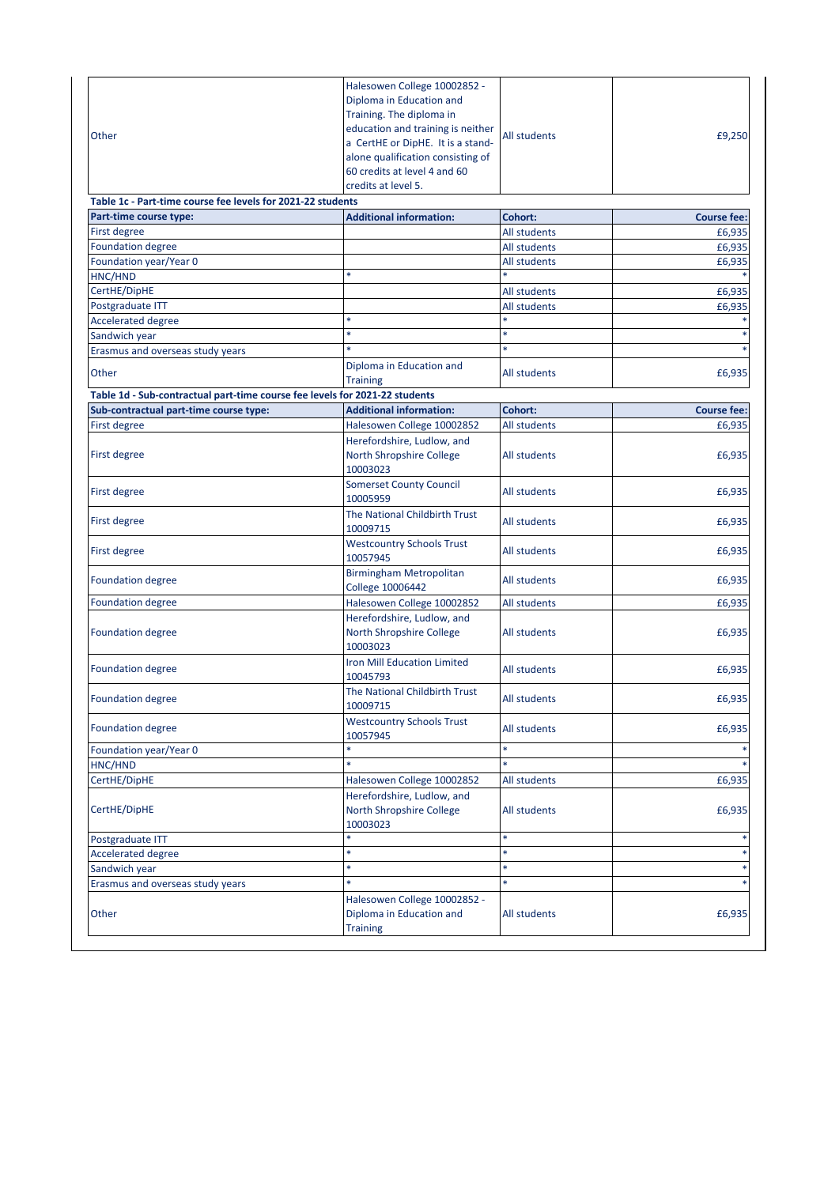| | | | |
|---|---|---|---|
| Other | Halesowen College 10002852 - Diploma in Education and Training. The diploma in education and training is neither a CertHE or DipHE. It is a stand-alone qualification consisting of 60 credits at level 4 and 60 credits at level 5. | All students | £9,250 |

**Table 1c - Part-time course fee levels for 2021-22 students**

| Part-time course type: | Additional information: | Cohort: | Course fee: |
|---|---|---|---|
| First degree | | All students | £6,935 |
| Foundation degree | | All students | £6,935 |
| Foundation year/Year 0 | | All students | £6,935 |
| HNC/HND | * | * | * |
| CertHE/DipHE | | All students | £6,935 |
| Postgraduate ITT | | All students | £6,935 |
| Accelerated degree | * | * | * |
| Sandwich year | * | * | * |
| Erasmus and overseas study years | * | * | * |
| Other | Diploma in Education and Training | All students | £6,935 |

**Table 1d - Sub-contractual part-time course fee levels for 2021-22 students**

| Sub-contractual part-time course type: | Additional information: | Cohort: | Course fee: |
|---|---|---|---|
| First degree | Halesowen College 10002852 | All students | £6,935 |
| First degree | Herefordshire, Ludlow, and North Shropshire College 10003023 | All students | £6,935 |
| First degree | Somerset County Council 10005959 | All students | £6,935 |
| First degree | The National Childbirth Trust 10009715 | All students | £6,935 |
| First degree | Westcountry Schools Trust 10057945 | All students | £6,935 |
| Foundation degree | Birmingham Metropolitan College 10006442 | All students | £6,935 |
| Foundation degree | Halesowen College 10002852 | All students | £6,935 |
| Foundation degree | Herefordshire, Ludlow, and North Shropshire College 10003023 | All students | £6,935 |
| Foundation degree | Iron Mill Education Limited 10045793 | All students | £6,935 |
| Foundation degree | The National Childbirth Trust 10009715 | All students | £6,935 |
| Foundation degree | Westcountry Schools Trust 10057945 | All students | £6,935 |
| Foundation year/Year 0 | * | * | * |
| HNC/HND | * | * | * |
| CertHE/DipHE | Halesowen College 10002852 | All students | £6,935 |
| CertHE/DipHE | Herefordshire, Ludlow, and North Shropshire College 10003023 | All students | £6,935 |
| Postgraduate ITT | * | * | * |
| Accelerated degree | * | * | * |
| Sandwich year | * | * | * |
| Erasmus and overseas study years | * | * | * |
| Other | Halesowen College 10002852 - Diploma in Education and Training | All students | £6,935 |